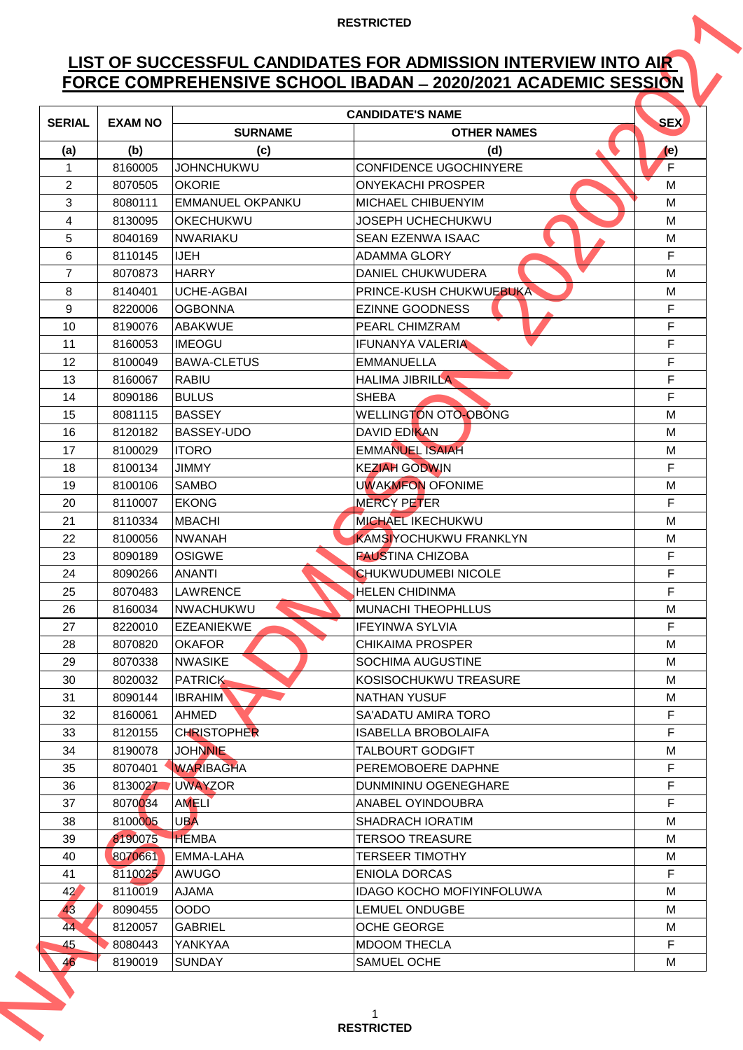RESTRICTED

# LIST OF SUCCESSFUL CANDIDATES FOR ADMISSION INTERVIEW INTO AIR FORCE COMPREHENSIVE SCHOOL IBADAN – 2020/2021 ACADEMIC SESSION

| SERIAL | EXAM NO | CANDIDATE'S NAME | | SEX |
|---|---|---|---|---|
| | | SURNAME | OTHER NAMES | |
| (a) | (b) | (c) | (d) | (e) |
| 1 | 8160005 | JOHNCHUKWU | CONFIDENCE UGOCHINYERE | F |
| 2 | 8070505 | OKORIE | ONYEKACHI PROSPER | M |
| 3 | 8080111 | EMMANUEL OKPANKU | MICHAEL CHIBUENYIM | M |
| 4 | 8130095 | OKECHUKWU | JOSEPH UCHECHUKWU | M |
| 5 | 8040169 | NWARIAKU | SEAN EZENWA ISAAC | M |
| 6 | 8110145 | IJEH | ADAMMA GLORY | F |
| 7 | 8070873 | HARRY | DANIEL CHUKWUDERA | M |
| 8 | 8140401 | UCHE-AGBAI | PRINCE-KUSH CHUKWUEBUKA | M |
| 9 | 8220006 | OGBONNA | EZINNE GOODNESS | F |
| 10 | 8190076 | ABAKWUE | PEARL CHIMZRAM | F |
| 11 | 8160053 | IMEOGU | IFUNANYA VALERIA | F |
| 12 | 8100049 | BAWA-CLETUS | EMMANUELLA | F |
| 13 | 8160067 | RABIU | HALIMA JIBRILLA | F |
| 14 | 8090186 | BULUS | SHEBA | F |
| 15 | 8081115 | BASSEY | WELLINGTON OTO-OBONG | M |
| 16 | 8120182 | BASSEY-UDO | DAVID EDIKAN | M |
| 17 | 8100029 | ITORO | EMMANUEL ISAIAH | M |
| 18 | 8100134 | JIMMY | KEZIAH GODWIN | F |
| 19 | 8100106 | SAMBO | UWAKMFON OFONIME | M |
| 20 | 8110007 | EKONG | MERCY PETER | F |
| 21 | 8110334 | MBACHI | MICHAEL IKECHUKWU | M |
| 22 | 8100056 | NWANAH | KAMSIYOCHUKWU FRANKLYN | M |
| 23 | 8090189 | OSIGWE | FAUSTINA CHIZOBA | F |
| 24 | 8090266 | ANANTI | CHUKWUDUMEBI NICOLE | F |
| 25 | 8070483 | LAWRENCE | HELEN CHIDINMA | F |
| 26 | 8160034 | NWACHUKWU | MUNACHI THEOPHLLUS | M |
| 27 | 8220010 | EZEANIEKWE | IFEYINWA SYLVIA | F |
| 28 | 8070820 | OKAFOR | CHIKAIMA PROSPER | M |
| 29 | 8070338 | NWASIKE | SOCHIMA AUGUSTINE | M |
| 30 | 8020032 | PATRICK | KOSISOCHUKWU TREASURE | M |
| 31 | 8090144 | IBRAHIM | NATHAN YUSUF | M |
| 32 | 8160061 | AHMED | SA'ADATU AMIRA TORO | F |
| 33 | 8120155 | CHRISTOPHER | ISABELLA BROBOLAIFA | F |
| 34 | 8190078 | JOHNNIE | TALBOURT GODGIFT | M |
| 35 | 8070401 | WARIBAGHA | PEREMOBOERE DAPHNE | F |
| 36 | 8130027 | UWAYZOR | DUNMININU OGENEGHARE | F |
| 37 | 8070034 | AMELI | ANABEL OYINDOUBRA | F |
| 38 | 8100005 | UBA | SHADRACH IORATIM | M |
| 39 | 8190075 | HEMBA | TERSOO TREASURE | M |
| 40 | 8070661 | EMMA-LAHA | TERSEER TIMOTHY | M |
| 41 | 8110025 | AWUGO | ENIOLA DORCAS | F |
| 42 | 8110019 | AJAMA | IDAGO KOCHO MOFIYINFOLUWA | M |
| 43 | 8090455 | OODO | LEMUEL ONDUGBE | M |
| 44 | 8120057 | GABRIEL | OCHE GEORGE | M |
| 45 | 8080443 | YANKYAA | MDOOM THECLA | F |
| 46 | 8190019 | SUNDAY | SAMUEL OCHE | M |

RESTRICTED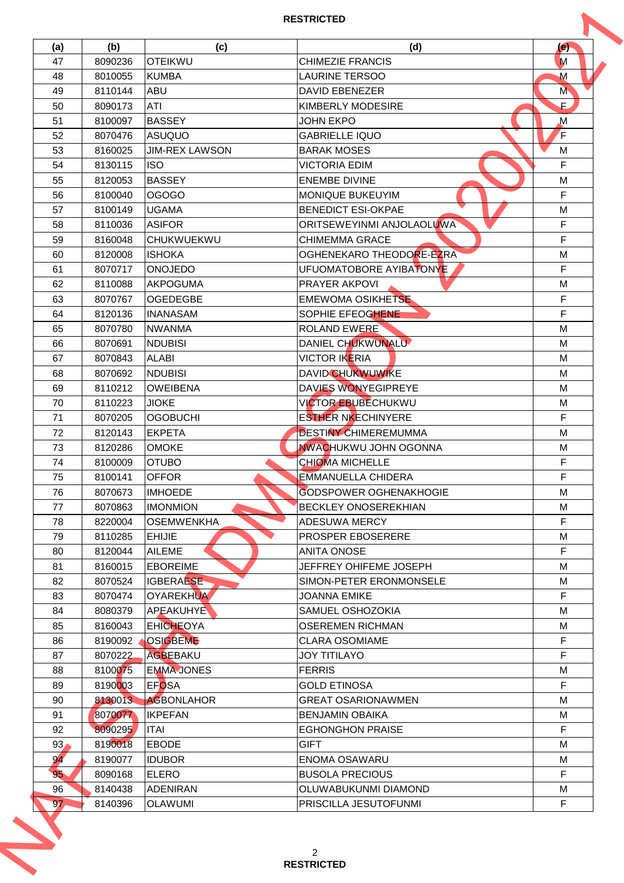| (a) | (b) | (c) | (d) | (e) |
|---|---|---|---|---|
| 47 | 8090236 | OTEIKWU | CHIMEZIE FRANCIS | M |
| 48 | 8010055 | KUMBA | LAURINE TERSOO | M |
| 49 | 8110144 | ABU | DAVID EBENEZER | M |
| 50 | 8090173 | ATI | KIMBERLY MODESIRE | F |
| 51 | 8100097 | BASSEY | JOHN EKPO | M |
| 52 | 8070476 | ASUQUO | GABRIELLE IQUO | F |
| 53 | 8160025 | JIM-REX LAWSON | BARAK MOSES | M |
| 54 | 8130115 | ISO | VICTORIA EDIM | F |
| 55 | 8120053 | BASSEY | ENEMBE DIVINE | M |
| 56 | 8100040 | OGOGO | MONIQUE BUKEUYIM | F |
| 57 | 8100149 | UGAMA | BENEDICT ESI-OKPAE | M |
| 58 | 8110036 | ASIFOR | ORITSEWEYINMI ANJOLAOLUWA | F |
| 59 | 8160048 | CHUKWUEKWU | CHIMEMMA GRACE | F |
| 60 | 8120008 | ISHOKA | OGHENEKARO THEODORE-EZRA | M |
| 61 | 8070717 | ONOJEDO | UFUOMATOBORE AYIBATONYE | F |
| 62 | 8110088 | AKPOGUMA | PRAYER AKPOVI | M |
| 63 | 8070767 | OGEDEGBE | EMEWOMA OSIKHETSE | F |
| 64 | 8120136 | INANASAM | SOPHIE EFEOGHENE | F |
| 65 | 8070780 | NWANMA | ROLAND EWERE | M |
| 66 | 8070691 | NDUBISI | DANIEL CHUKWUNALU | M |
| 67 | 8070843 | ALABI | VICTOR IKERIA | M |
| 68 | 8070692 | NDUBISI | DAVID CHUKWUWIKE | M |
| 69 | 8110212 | OWEIBENA | DAVIES WONYEGIPREYE | M |
| 70 | 8110223 | JIOKE | VICTOR EBUBECHUKWU | M |
| 71 | 8070205 | OGOBUCHI | ESTHER NKECHINYERE | F |
| 72 | 8120143 | EKPETA | DESTINY CHIMEREMUMMA | M |
| 73 | 8120286 | OMOKE | NWACHUKWU JOHN OGONNA | M |
| 74 | 8100009 | OTUBO | CHIOMA MICHELLE | F |
| 75 | 8100141 | OFFOR | EMMANUELLA CHIDERA | F |
| 76 | 8070673 | IMHOEDE | GODSPOWER OGHENAKHOGIE | M |
| 77 | 8070863 | IMONMION | BECKLEY ONOSEREKHIAN | M |
| 78 | 8220004 | OSEMWENKHA | ADESUWA MERCY | F |
| 79 | 8110285 | EHIJIE | PROSPER EBOSERERE | M |
| 80 | 8120044 | AILEME | ANITA ONOSE | F |
| 81 | 8160015 | EBOREIME | JEFFREY OHIFEME JOSEPH | M |
| 82 | 8070524 | IGBERAESE | SIMON-PETER ERONMONSELE | M |
| 83 | 8070474 | OYAREKHUA | JOANNA EMIKE | F |
| 84 | 8080379 | APEAKUHYE | SAMUEL OSHOZOKIA | M |
| 85 | 8160043 | EHICHEOYA | OSEREMEN RICHMAN | M |
| 86 | 8190092 | OSIGBEME | CLARA OSOMIAME | F |
| 87 | 8070222 | AGBEBAKU | JOY TITILAYO | F |
| 88 | 8100075 | EMMA-JONES | FERRIS | M |
| 89 | 8190003 | EFOSA | GOLD ETINOSA | F |
| 90 | 8130013 | AGBONLAHOR | GREAT OSARIONAWMEN | M |
| 91 | 8070077 | IKPEFAN | BENJAMIN OBAIKA | M |
| 92 | 8090295 | ITAI | EGHONGHON PRAISE | F |
| 93 | 8190018 | EBODE | GIFT | M |
| 94 | 8190077 | IDUBOR | ENOMA OSAWARU | M |
| 95 | 8090168 | ELERO | BUSOLA PRECIOUS | F |
| 96 | 8140438 | ADENIRAN | OLUWABUKUNMI DIAMOND | M |
| 97 | 8140396 | OLAWUMI | PRISCILLA JESUTOFUNMI | F |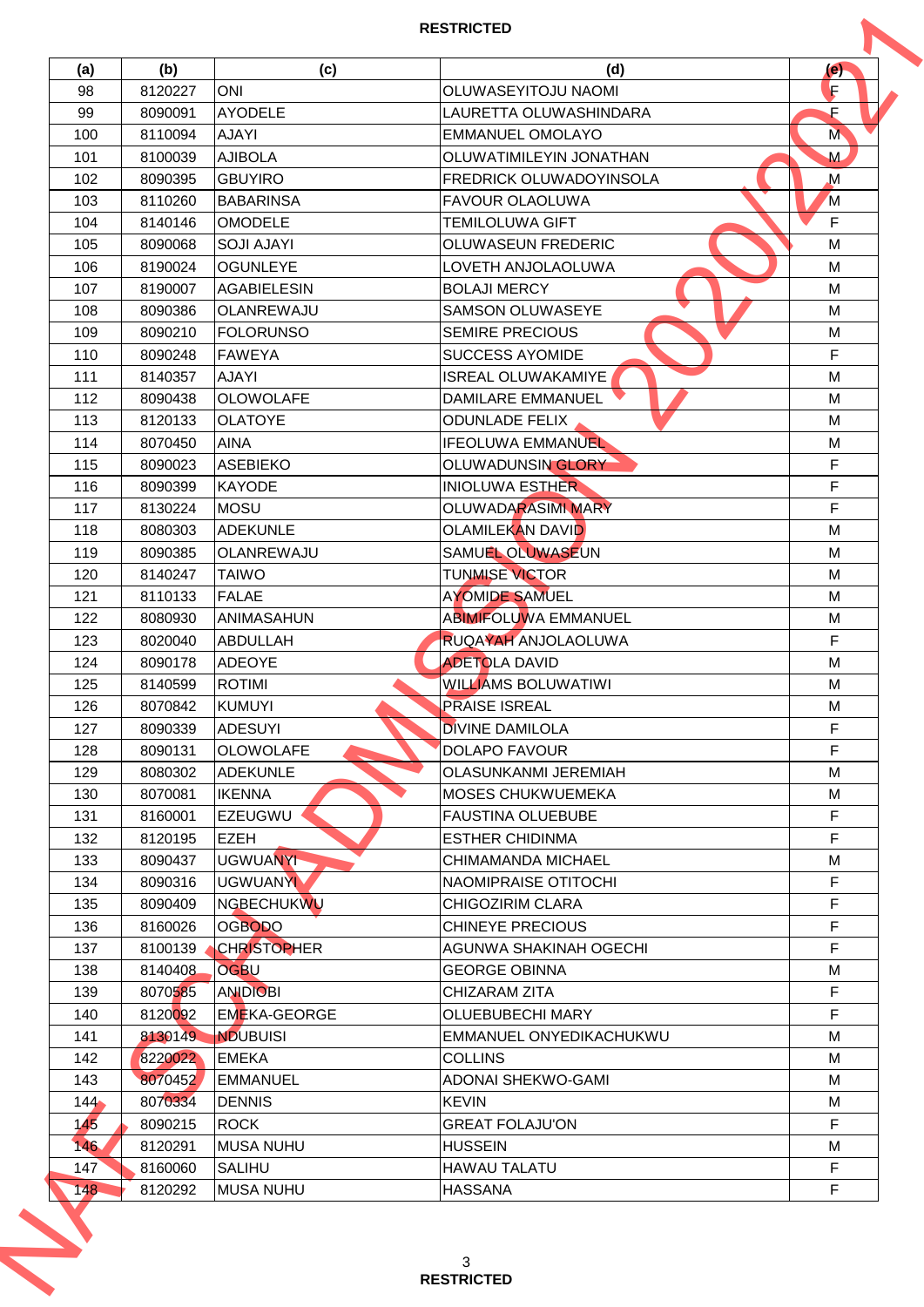RESTRICTED

| (a) | (b) | (c) | (d) | (e) |
|---|---|---|---|---|
| 98 | 8120227 | ONI | OLUWASEYITOJU NAOMI | F |
| 99 | 8090091 | AYODELE | LAURETTA OLUWASHINDARA | F |
| 100 | 8110094 | AJAYI | EMMANUEL OMOLAYO | M |
| 101 | 8100039 | AJIBOLA | OLUWATIMILEYIN JONATHAN | M |
| 102 | 8090395 | GBUYIRO | FREDRICK OLUWADOYINSOLA | M |
| 103 | 8110260 | BABARINSA | FAVOUR OLAOLUWA | M |
| 104 | 8140146 | OMODELE | TEMILOLUWA GIFT | F |
| 105 | 8090068 | SOJI AJAYI | OLUWASEUN FREDERIC | M |
| 106 | 8190024 | OGUNLEYE | LOVETH ANJOLAOLUWA | M |
| 107 | 8190007 | AGABIELESIN | BOLAJI MERCY | M |
| 108 | 8090386 | OLANREWAJU | SAMSON OLUWASEYE | M |
| 109 | 8090210 | FOLORUNSO | SEMIRE PRECIOUS | M |
| 110 | 8090248 | FAWEYA | SUCCESS AYOMIDE | F |
| 111 | 8140357 | AJAYI | ISREAL OLUWAKAMIYE | M |
| 112 | 8090438 | OLOWOLAFE | DAMILARE EMMANUEL | M |
| 113 | 8120133 | OLATOYE | ODUNLADE FELIX | M |
| 114 | 8070450 | AINA | IFEOLUWA EMMANUEL | M |
| 115 | 8090023 | ASEBIEKO | OLUWADUNSIN GLORY | F |
| 116 | 8090399 | KAYODE | INIOLUWA ESTHER | F |
| 117 | 8130224 | MOSU | OLUWADARASIMI MARY | F |
| 118 | 8080303 | ADEKUNLE | OLAMILEKAN DAVID | M |
| 119 | 8090385 | OLANREWAJU | SAMUEL OLUWASEUN | M |
| 120 | 8140247 | TAIWO | TUNMISE VICTOR | M |
| 121 | 8110133 | FALAE | AYOMIDE SAMUEL | M |
| 122 | 8080930 | ANIMASAHUN | ABIMIFOLUWA EMMANUEL | M |
| 123 | 8020040 | ABDULLAH | RUQAYAH ANJOLAOLUWA | F |
| 124 | 8090178 | ADEOYE | ADETOLA DAVID | M |
| 125 | 8140599 | ROTIMI | WILLIAMS BOLUWATIWI | M |
| 126 | 8070842 | KUMUYI | PRAISE ISREAL | M |
| 127 | 8090339 | ADESUYI | DIVINE DAMILOLA | F |
| 128 | 8090131 | OLOWOLAFE | DOLAPO FAVOUR | F |
| 129 | 8080302 | ADEKUNLE | OLASUNKANMI JEREMIAH | M |
| 130 | 8070081 | IKENNA | MOSES CHUKWUEMEKA | M |
| 131 | 8160001 | EZEUGWU | FAUSTINA OLUEBUBE | F |
| 132 | 8120195 | EZEH | ESTHER CHIDINMA | F |
| 133 | 8090437 | UGWUANYI | CHIMAMANDA MICHAEL | M |
| 134 | 8090316 | UGWUANYI | NAOMIPRAISE OTITOCHI | F |
| 135 | 8090409 | NGBECHUKWU | CHIGOZIRIM CLARA | F |
| 136 | 8160026 | OGBODO | CHINEYE PRECIOUS | F |
| 137 | 8100139 | CHRISTOPHER | AGUNWA SHAKINAH OGECHI | F |
| 138 | 8140408 | OGBU | GEORGE OBINNA | M |
| 139 | 8070585 | ANIDIOBI | CHIZARAM ZITA | F |
| 140 | 8120092 | EMEKA-GEORGE | OLUEBUBECHI MARY | F |
| 141 | 8130149 | NDUBUISI | EMMANUEL ONYEDIKACHUKWU | M |
| 142 | 8220022 | EMEKA | COLLINS | M |
| 143 | 8070452 | EMMANUEL | ADONAI SHEKWO-GAMI | M |
| 144 | 8070334 | DENNIS | KEVIN | M |
| 145 | 8090215 | ROCK | GREAT FOLAJU'ON | F |
| 146 | 8120291 | MUSA NUHU | HUSSEIN | M |
| 147 | 8160060 | SALIHU | HAWAU TALATU | F |
| 148 | 8120292 | MUSA NUHU | HASSANA | F |

RESTRICTED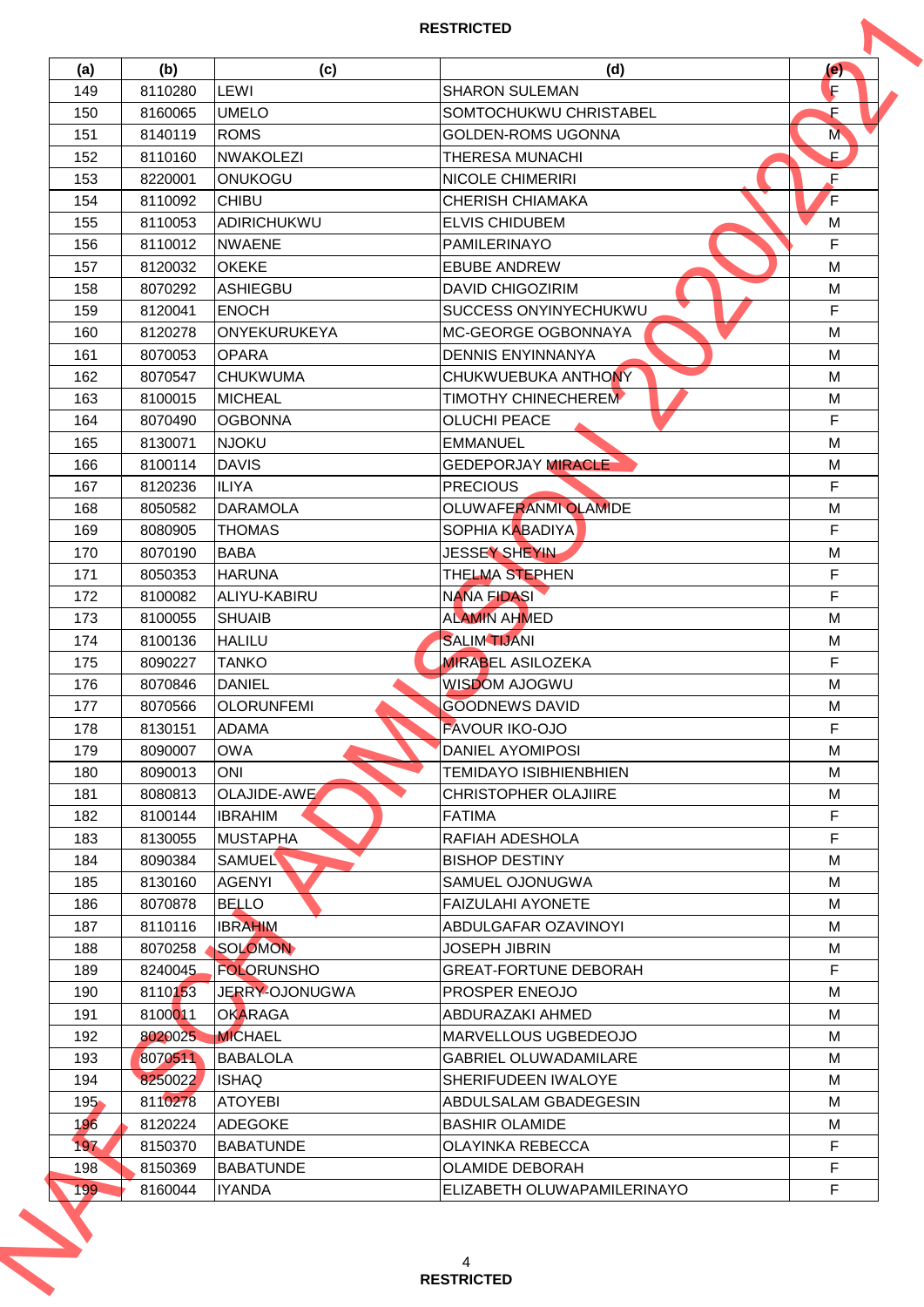| (a) | (b) | (c) | (d) | (e) |
|---|---|---|---|---|
| 149 | 8110280 | LEWI | SHARON SULEMAN | F |
| 150 | 8160065 | UMELO | SOMTOCHUKWU CHRISTABEL | F |
| 151 | 8140119 | ROMS | GOLDEN-ROMS UGONNA | M |
| 152 | 8110160 | NWAKOLEZI | THERESA MUNACHI | F |
| 153 | 8220001 | ONUKOGU | NICOLE CHIMERIRI | F |
| 154 | 8110092 | CHIBU | CHERISH CHIAMAKA | F |
| 155 | 8110053 | ADIRICHUKWU | ELVIS CHIDUBEM | M |
| 156 | 8110012 | NWAENE | PAMILERINAYO | F |
| 157 | 8120032 | OKEKE | EBUBE ANDREW | M |
| 158 | 8070292 | ASHIEGBU | DAVID CHIGOZIRIM | M |
| 159 | 8120041 | ENOCH | SUCCESS ONYINYECHUKWU | F |
| 160 | 8120278 | ONYEKURUKEYA | MC-GEORGE OGBONNAYA | M |
| 161 | 8070053 | OPARA | DENNIS ENYINNANYA | M |
| 162 | 8070547 | CHUKWUMA | CHUKWUEBUKA ANTHONY | M |
| 163 | 8100015 | MICHEAL | TIMOTHY CHINECHEREM | M |
| 164 | 8070490 | OGBONNA | OLUCHI PEACE | F |
| 165 | 8130071 | NJOKU | EMMANUEL | M |
| 166 | 8100114 | DAVIS | GEDEPORJAY MIRACLE | M |
| 167 | 8120236 | ILIYA | PRECIOUS | F |
| 168 | 8050582 | DARAMOLA | OLUWAFERANMI OLAMIDE | M |
| 169 | 8080905 | THOMAS | SOPHIA KABADIYA | F |
| 170 | 8070190 | BABA | JESSEY SHEYIN | M |
| 171 | 8050353 | HARUNA | THELMA STEPHEN | F |
| 172 | 8100082 | ALIYU-KABIRU | NANA FIDASI | F |
| 173 | 8100055 | SHUAIB | ALAMIN AHMED | M |
| 174 | 8100136 | HALILU | SALIM TIJANI | M |
| 175 | 8090227 | TANKO | MIRABEL ASILOZEKA | F |
| 176 | 8070846 | DANIEL | WISDOM AJOGWU | M |
| 177 | 8070566 | OLORUNFEMI | GOODNEWS DAVID | M |
| 178 | 8130151 | ADAMA | FAVOUR IKO-OJO | F |
| 179 | 8090007 | OWA | DANIEL AYOMIPOSI | M |
| 180 | 8090013 | ONI | TEMIDAYO ISIBHIENBHIEN | M |
| 181 | 8080813 | OLAJIDE-AWE | CHRISTOPHER OLAJIIRE | M |
| 182 | 8100144 | IBRAHIM | FATIMA | F |
| 183 | 8130055 | MUSTAPHA | RAFIAH ADESHOLA | F |
| 184 | 8090384 | SAMUEL | BISHOP DESTINY | M |
| 185 | 8130160 | AGENYI | SAMUEL OJONUGWA | M |
| 186 | 8070878 | BELLO | FAIZULAHI AYONETE | M |
| 187 | 8110116 | IBRAHIM | ABDULGAFAR OZAVINOYI | M |
| 188 | 8070258 | SOLOMON | JOSEPH JIBRIN | M |
| 189 | 8240045 | FOLORUNSHO | GREAT-FORTUNE DEBORAH | F |
| 190 | 8110153 | JERRY-OJONUGWA | PROSPER ENEOJO | M |
| 191 | 8100011 | OKARAGA | ABDURAZAKI AHMED | M |
| 192 | 8020025 | MICHAEL | MARVELLOUS UGBEDEOJO | M |
| 193 | 8070511 | BABALOLA | GABRIEL OLUWADAMILARE | M |
| 194 | 8250022 | ISHAQ | SHERIFUDEEN IWALOYE | M |
| 195 | 8110278 | ATOYEBI | ABDULSALAM GBADEGESIN | M |
| 196 | 8120224 | ADEGOKE | BASHIR OLAMIDE | M |
| 197 | 8150370 | BABATUNDE | OLAYINKA REBECCA | F |
| 198 | 8150369 | BABATUNDE | OLAMIDE DEBORAH | F |
| 199 | 8160044 | IYANDA | ELIZABETH OLUWAPAMILERINAYO | F |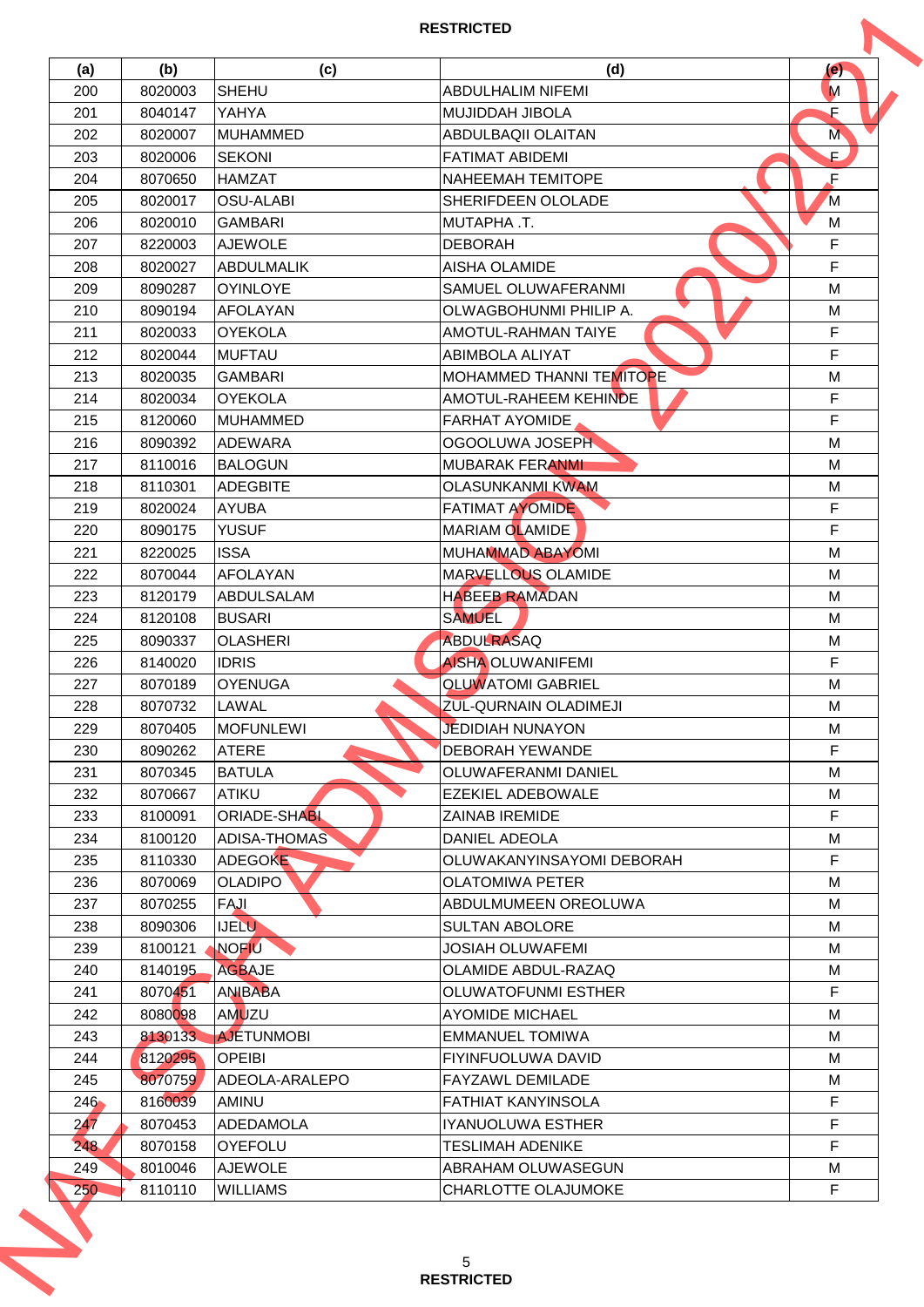| (a) | (b) | (c) | (d) | (e) |
|---|---|---|---|---|
| 200 | 8020003 | SHEHU | ABDULHALIM NIFEMI | M |
| 201 | 8040147 | YAHYA | MUJIDDAH JIBOLA | F |
| 202 | 8020007 | MUHAMMED | ABDULBAQII OLAITAN | M |
| 203 | 8020006 | SEKONI | FATIMAT ABIDEMI | F |
| 204 | 8070650 | HAMZAT | NAHEEMAH TEMITOPE | F |
| 205 | 8020017 | OSU-ALABI | SHERIFDEEN OLOLADE | M |
| 206 | 8020010 | GAMBARI | MUTAPHA .T. | M |
| 207 | 8220003 | AJEWOLE | DEBORAH | F |
| 208 | 8020027 | ABDULMALIK | AISHA OLAMIDE | F |
| 209 | 8090287 | OYINLOYE | SAMUEL OLUWAFERANMI | M |
| 210 | 8090194 | AFOLAYAN | OLWAGBOHUNMI PHILIP A. | M |
| 211 | 8020033 | OYEKOLA | AMOTUL-RAHMAN TAIYE | F |
| 212 | 8020044 | MUFTAU | ABIMBOLA ALIYAT | F |
| 213 | 8020035 | GAMBARI | MOHAMMED THANNI TEMITOPE | M |
| 214 | 8020034 | OYEKOLA | AMOTUL-RAHEEM KEHINDE | F |
| 215 | 8120060 | MUHAMMED | FARHAT AYOMIDE | F |
| 216 | 8090392 | ADEWARA | OGOOLUWA JOSEPH | M |
| 217 | 8110016 | BALOGUN | MUBARAK FERANMI | M |
| 218 | 8110301 | ADEGBITE | OLASUNKANMI KWAM | M |
| 219 | 8020024 | AYUBA | FATIMAT AYOMIDE | F |
| 220 | 8090175 | YUSUF | MARIAM OLAMIDE | F |
| 221 | 8220025 | ISSA | MUHAMMAD ABAYOMI | M |
| 222 | 8070044 | AFOLAYAN | MARVELLOUS OLAMIDE | M |
| 223 | 8120179 | ABDULSALAM | HABEEB RAMADAN | M |
| 224 | 8120108 | BUSARI | SAMUEL | M |
| 225 | 8090337 | OLASHERI | ABDULRASAQ | M |
| 226 | 8140020 | IDRIS | AISHA OLUWANIFEMI | F |
| 227 | 8070189 | OYENUGA | OLUWATOMI GABRIEL | M |
| 228 | 8070732 | LAWAL | ZUL-QURNAIN OLADIMEJI | M |
| 229 | 8070405 | MOFUNLEWI | JEDIDIAH NUNAYON | M |
| 230 | 8090262 | ATERE | DEBORAH YEWANDE | F |
| 231 | 8070345 | BATULA | OLUWAFERANMI DANIEL | M |
| 232 | 8070667 | ATIKU | EZEKIEL ADEBOWALE | M |
| 233 | 8100091 | ORIADE-SHABI | ZAINAB IREMIDE | F |
| 234 | 8100120 | ADISA-THOMAS | DANIEL ADEOLA | M |
| 235 | 8110330 | ADEGOKE | OLUWAKANYINSAYOMI DEBORAH | F |
| 236 | 8070069 | OLADIPO | OLATOMIWA PETER | M |
| 237 | 8070255 | FAJI | ABDULMUMEEN OREOLUWA | M |
| 238 | 8090306 | IJELU | SULTAN ABOLORE | M |
| 239 | 8100121 | NOFIU | JOSIAH OLUWAFEMI | M |
| 240 | 8140195 | AGBAJE | OLAMIDE ABDUL-RAZAQ | M |
| 241 | 8070451 | ANIBABA | OLUWATOFUNMI ESTHER | F |
| 242 | 8080098 | AMUZU | AYOMIDE MICHAEL | M |
| 243 | 8130133 | AJETUNMOBI | EMMANUEL TOMIWA | M |
| 244 | 8120295 | OPEIBI | FIYINFUOLUWA DAVID | M |
| 245 | 8070759 | ADEOLA-ARALEPO | FAYZAWL DEMILADE | M |
| 246 | 8160039 | AMINU | FATHIAT KANYINSOLA | F |
| 247 | 8070453 | ADEDAMOLA | IYANUOLUWA ESTHER | F |
| 248 | 8070158 | OYEFOLU | TESLIMAH ADENIKE | F |
| 249 | 8010046 | AJEWOLE | ABRAHAM OLUWASEGUN | M |
| 250 | 8110110 | WILLIAMS | CHARLOTTE OLAJUMOKE | F |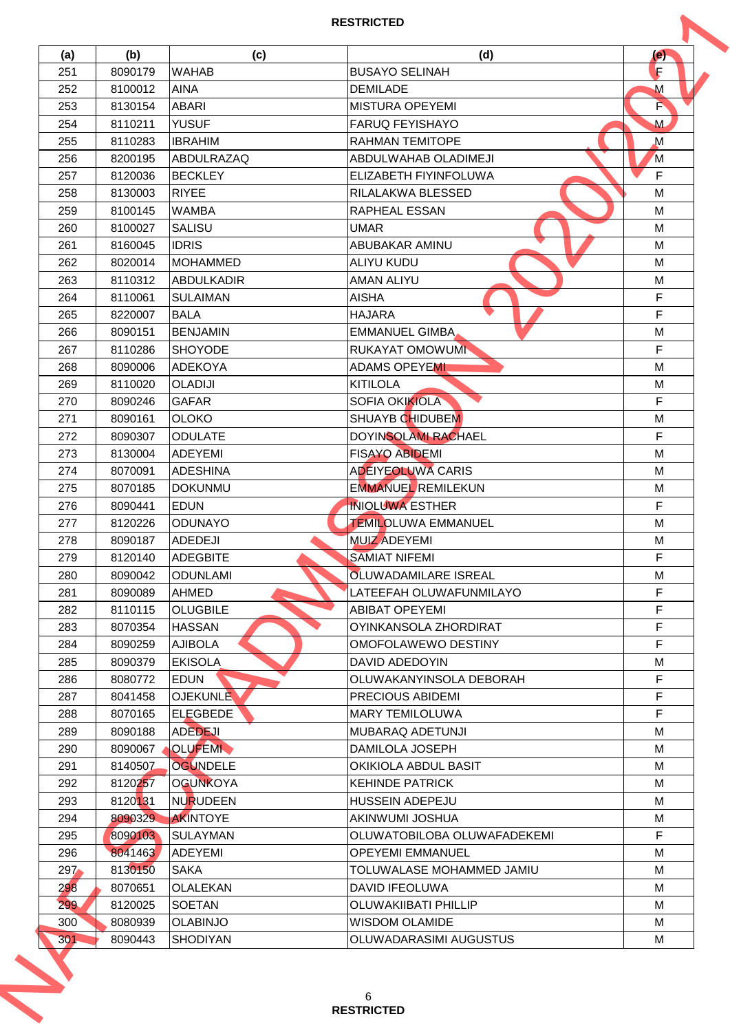| (a) | (b) | (c) | (d) | (e) |
|---|---|---|---|---|
| 251 | 8090179 | WAHAB | BUSAYO SELINAH | F |
| 252 | 8100012 | AINA | DEMILADE | M |
| 253 | 8130154 | ABARI | MISTURA OPEYEMI | F |
| 254 | 8110211 | YUSUF | FARUQ FEYISHAYO | M |
| 255 | 8110283 | IBRAHIM | RAHMAN TEMITOPE | M |
| 256 | 8200195 | ABDULRAZAQ | ABDULWAHAB OLADIMEJI | M |
| 257 | 8120036 | BECKLEY | ELIZABETH FIYINFOLUWA | F |
| 258 | 8130003 | RIYEE | RILALAKWA BLESSED | M |
| 259 | 8100145 | WAMBA | RAPHEAL ESSAN | M |
| 260 | 8100027 | SALISU | UMAR | M |
| 261 | 8160045 | IDRIS | ABUBAKAR AMINU | M |
| 262 | 8020014 | MOHAMMED | ALIYU KUDU | M |
| 263 | 8110312 | ABDULKADIR | AMAN ALIYU | M |
| 264 | 8110061 | SULAIMAN | AISHA | F |
| 265 | 8220007 | BALA | HAJARA | F |
| 266 | 8090151 | BENJAMIN | EMMANUEL GIMBA | M |
| 267 | 8110286 | SHOYODE | RUKAYAT OMOWUMI | F |
| 268 | 8090006 | ADEKOYA | ADAMS OPEYEMI | M |
| 269 | 8110020 | OLADIJI | KITILOLA | M |
| 270 | 8090246 | GAFAR | SOFIA OKIKIOLA | F |
| 271 | 8090161 | OLOKO | SHUAYB CHIDUBEM | M |
| 272 | 8090307 | ODULATE | DOYINSOLAMI RACHAEL | F |
| 273 | 8130004 | ADEYEMI | FISAYO ABIDEMI | M |
| 274 | 8070091 | ADESHINA | ADEIYEOLUWA CARIS | M |
| 275 | 8070185 | DOKUNMU | EMMANUEL REMILEKUN | M |
| 276 | 8090441 | EDUN | INIOLUWA ESTHER | F |
| 277 | 8120226 | ODUNAYO | TEMILOLUWA EMMANUEL | M |
| 278 | 8090187 | ADEDEJI | MUIZ ADEYEMI | M |
| 279 | 8120140 | ADEGBITE | SAMIAT NIFEMI | F |
| 280 | 8090042 | ODUNLAMI | OLUWADAMILARE ISREAL | M |
| 281 | 8090089 | AHMED | LATEEFAH OLUWAFUNMILAYO | F |
| 282 | 8110115 | OLUGBILE | ABIBAT OPEYEMI | F |
| 283 | 8070354 | HASSAN | OYINKANSOLA ZHORDIRAT | F |
| 284 | 8090259 | AJIBOLA | OMOFOLAWEWO DESTINY | F |
| 285 | 8090379 | EKISOLA | DAVID ADEDOYIN | M |
| 286 | 8080772 | EDUN | OLUWAKANYINSOLA DEBORAH | F |
| 287 | 8041458 | OJEKUNLE | PRECIOUS ABIDEMI | F |
| 288 | 8070165 | ELEGBEDE | MARY TEMILOLUWA | F |
| 289 | 8090188 | ADEDEJI | MUBARAQ ADETUNJI | M |
| 290 | 8090067 | OLUFEMI | DAMILOLA JOSEPH | M |
| 291 | 8140507 | OGUNDELE | OKIKIOLA ABDUL BASIT | M |
| 292 | 8120257 | OGUNKOYA | KEHINDE PATRICK | M |
| 293 | 8120131 | NURUDEEN | HUSSEIN ADEPEJU | M |
| 294 | 8090329 | AKINTOYE | AKINWUMI JOSHUA | M |
| 295 | 8090103 | SULAYMAN | OLUWATOBILOBA OLUWAFADEKEMI | F |
| 296 | 8041463 | ADEYEMI | OPEYEMI EMMANUEL | M |
| 297 | 8130150 | SAKA | TOLUWALASE MOHAMMED JAMIU | M |
| 298 | 8070651 | OLALEKAN | DAVID IFEOLUWA | M |
| 299 | 8120025 | SOETAN | OLUWAKIIBATI PHILLIP | M |
| 300 | 8080939 | OLABINJO | WISDOM OLAMIDE | M |
| 301 | 8090443 | SHODIYAN | OLUWADARASIMI AUGUSTUS | M |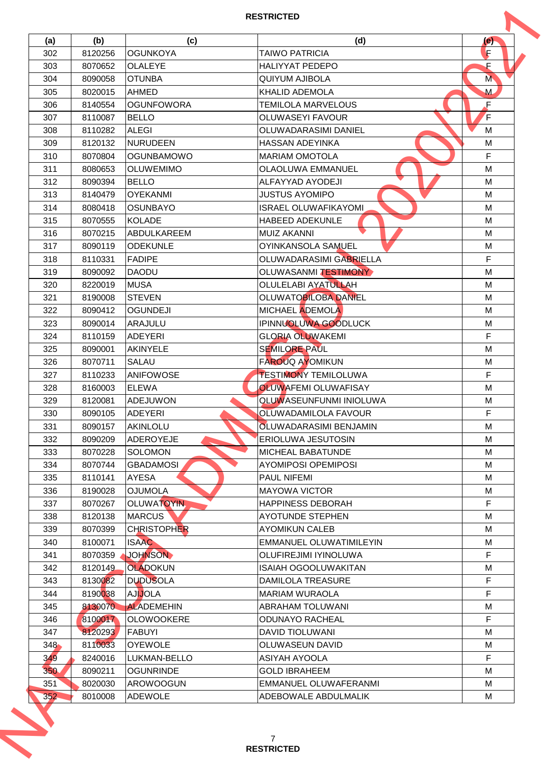| (a) | (b) | (c) | (d) | (e) |
|---|---|---|---|---|
| 302 | 8120256 | OGUNKOYA | TAIWO PATRICIA | F |
| 303 | 8070652 | OLALEYE | HALIYYAT PEDEPO | F |
| 304 | 8090058 | OTUNBA | QUIYUM AJIBOLA | M |
| 305 | 8020015 | AHMED | KHALID ADEMOLA | M |
| 306 | 8140554 | OGUNFOWORA | TEMILOLA MARVELOUS | F |
| 307 | 8110087 | BELLO | OLUWASEYI FAVOUR | F |
| 308 | 8110282 | ALEGI | OLUWADARASIMI DANIEL | M |
| 309 | 8120132 | NURUDEEN | HASSAN ADEYINKA | M |
| 310 | 8070804 | OGUNBAMOWO | MARIAM OMOTOLA | F |
| 311 | 8080653 | OLUWEMIMO | OLAOLUWA EMMANUEL | M |
| 312 | 8090394 | BELLO | ALFAYYAD AYODEJI | M |
| 313 | 8140479 | OYEKANMI | JUSTUS AYOMIPO | M |
| 314 | 8080418 | OSUNBAYO | ISRAEL OLUWAFIKAYOMI | M |
| 315 | 8070555 | KOLADE | HABEED ADEKUNLE | M |
| 316 | 8070215 | ABDULKAREEM | MUIZ AKANNI | M |
| 317 | 8090119 | ODEKUNLE | OYINKANSOLA SAMUEL | M |
| 318 | 8110331 | FADIPE | OLUWADARASIMI GABRIELLA | F |
| 319 | 8090092 | DAODU | OLUWASANMI TESTIMONY | M |
| 320 | 8220019 | MUSA | OLULELABI AYATULLAH | M |
| 321 | 8190008 | STEVEN | OLUWATOBILOBA DANIEL | M |
| 322 | 8090412 | OGUNDEJI | MICHAEL ADEMOLA | M |
| 323 | 8090014 | ARAJULU | IPINNUOLUWA GOODLUCK | M |
| 324 | 8110159 | ADEYERI | GLORIA OLUWAKEMI | F |
| 325 | 8090001 | AKINYELE | SEMILORE PAUL | M |
| 326 | 8070711 | SALAU | FAROUQ AYOMIKUN | M |
| 327 | 8110233 | ANIFOWOSE | TESTIMONY TEMILOLUWA | F |
| 328 | 8160003 | ELEWA | OLUWAFEMI OLUWAFISAY | M |
| 329 | 8120081 | ADEJUWON | OLUWASEUNFUNMI INIOLUWA | M |
| 330 | 8090105 | ADEYERI | OLUWADAMILOLA FAVOUR | F |
| 331 | 8090157 | AKINLOLU | OLUWADARASIMI BENJAMIN | M |
| 332 | 8090209 | ADEROYEJE | ERIOLUWA JESUTOSIN | M |
| 333 | 8070228 | SOLOMON | MICHEAL BABATUNDE | M |
| 334 | 8070744 | GBADAMOSI | AYOMIPOSI OPEMIPOSI | M |
| 335 | 8110141 | AYESA | PAUL NIFEMI | M |
| 336 | 8190028 | OJUMOLA | MAYOWA VICTOR | M |
| 337 | 8070267 | OLUWATOYIN | HAPPINESS DEBORAH | F |
| 338 | 8120138 | MARCUS | AYOTUNDE STEPHEN | M |
| 339 | 8070399 | CHRISTOPHER | AYOMIKUN CALEB | M |
| 340 | 8100071 | ISAAC | EMMANUEL OLUWATIMILEYIN | M |
| 341 | 8070359 | JOHNSON | OLUFIREJIMI IYINOLUWA | F |
| 342 | 8120149 | OLADOKUN | ISAIAH OGOOLUWAKITAN | M |
| 343 | 8130082 | DUDUSOLA | DAMILOLA TREASURE | F |
| 344 | 8190038 | AJIJOLA | MARIAM WURAOLA | F |
| 345 | 8130070 | ALADEMEHIN | ABRAHAM TOLUWANI | M |
| 346 | 8100017 | OLOWOOKERE | ODUNAYO RACHEAL | F |
| 347 | 8120293 | FABUYI | DAVID TIOLUWANI | M |
| 348 | 8110033 | OYEWOLE | OLUWASEUN DAVID | M |
| 349 | 8240016 | LUKMAN-BELLO | ASIYAH AYOOLA | F |
| 350 | 8090211 | OGUNRINDE | GOLD IBRAHEEM | M |
| 351 | 8020030 | AROWOOGUN | EMMANUEL OLUWAFERANMI | M |
| 352 | 8010008 | ADEWOLE | ADEBOWALE ABDULMALIK | M |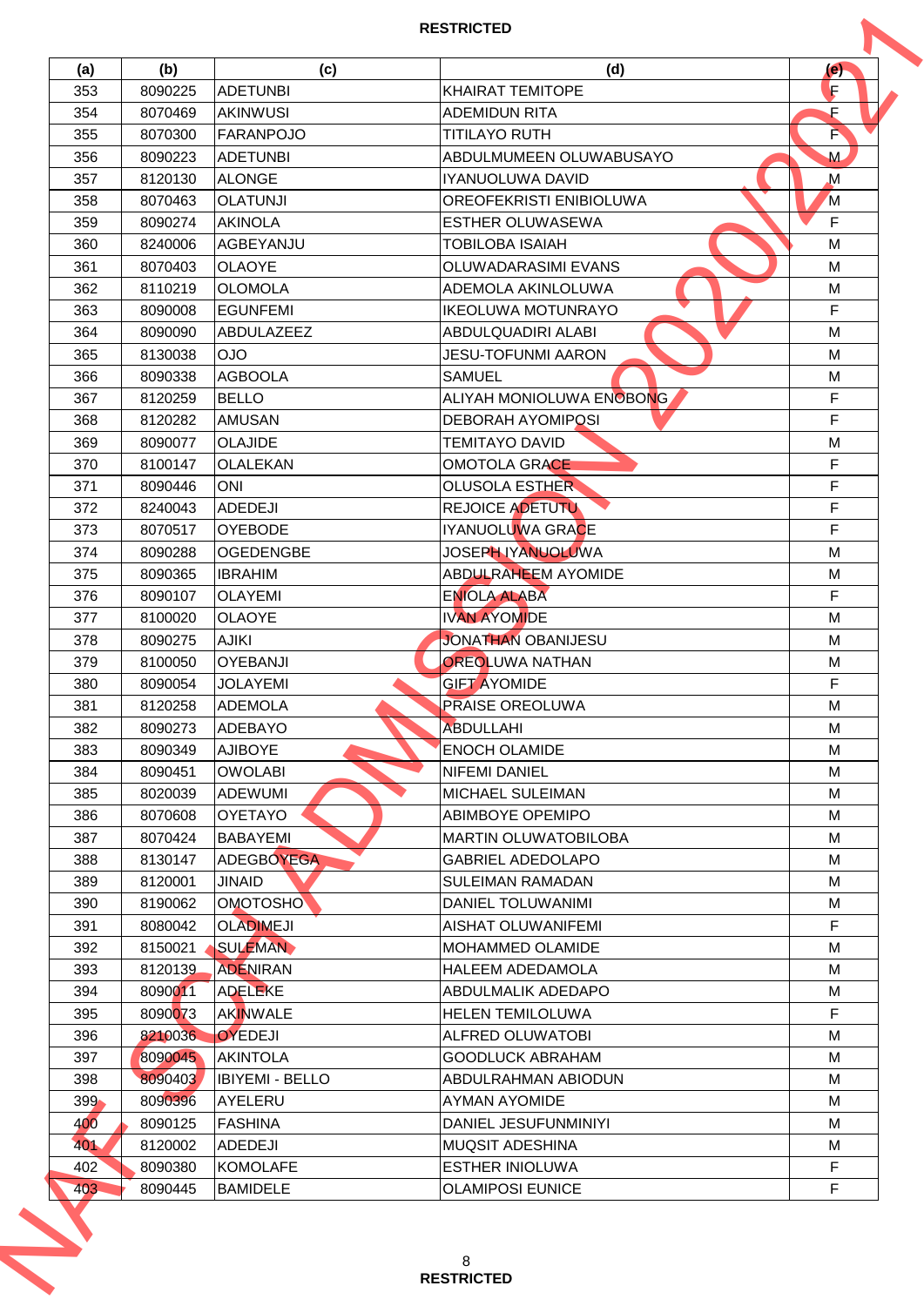| (a) | (b) | (c) | (d) | (e) |
|---|---|---|---|---|
| 353 | 8090225 | ADETUNBI | KHAIRAT TEMITOPE | F |
| 354 | 8070469 | AKINWUSI | ADEMIDUN RITA | F |
| 355 | 8070300 | FARANPOJO | TITILAYO RUTH | F |
| 356 | 8090223 | ADETUNBI | ABDULMUMEEN OLUWABUSAYO | M |
| 357 | 8120130 | ALONGE | IYANUOLUWA DAVID | M |
| 358 | 8070463 | OLATUNJI | OREOFEKRISTI ENIBIOLUWA | M |
| 359 | 8090274 | AKINOLA | ESTHER OLUWASEWA | F |
| 360 | 8240006 | AGBEYANJU | TOBILOBA ISAIAH | M |
| 361 | 8070403 | OLAOYE | OLUWADARASIMI EVANS | M |
| 362 | 8110219 | OLOMOLA | ADEMOLA AKINLOLUWA | M |
| 363 | 8090008 | EGUNFEMI | IKEOLUWA MOTUNRAYO | F |
| 364 | 8090090 | ABDULAZEEZ | ABDULQUADIRI ALABI | M |
| 365 | 8130038 | OJO | JESU-TOFUNMI AARON | M |
| 366 | 8090338 | AGBOOLA | SAMUEL | M |
| 367 | 8120259 | BELLO | ALIYAH MONIOLUWA ENOBONG | F |
| 368 | 8120282 | AMUSAN | DEBORAH AYOMIPOSI | F |
| 369 | 8090077 | OLAJIDE | TEMITAYO DAVID | M |
| 370 | 8100147 | OLALEKAN | OMOTOLA GRACE | F |
| 371 | 8090446 | ONI | OLUSOLA ESTHER | F |
| 372 | 8240043 | ADEDEJI | REJOICE ADETUTU | F |
| 373 | 8070517 | OYEBODE | IYANUOLUWA GRACE | F |
| 374 | 8090288 | OGEDENGBE | JOSEPH IYANUOLUWA | M |
| 375 | 8090365 | IBRAHIM | ABDULRAHEEM AYOMIDE | M |
| 376 | 8090107 | OLAYEMI | ENIOLA ALABA | F |
| 377 | 8100020 | OLAOYE | IVAN AYOMIDE | M |
| 378 | 8090275 | AJIKI | JONATHAN OBANIJESU | M |
| 379 | 8100050 | OYEBANJI | OREOLUWA NATHAN | M |
| 380 | 8090054 | JOLAYEMI | GIFT AYOMIDE | F |
| 381 | 8120258 | ADEMOLA | PRAISE OREOLUWA | M |
| 382 | 8090273 | ADEBAYO | ABDULLAHI | M |
| 383 | 8090349 | AJIBOYE | ENOCH OLAMIDE | M |
| 384 | 8090451 | OWOLABI | NIFEMI DANIEL | M |
| 385 | 8020039 | ADEWUMI | MICHAEL SULEIMAN | M |
| 386 | 8070608 | OYETAYO | ABIMBOYE OPEMIPO | M |
| 387 | 8070424 | BABAYEMI | MARTIN OLUWATOBILOBA | M |
| 388 | 8130147 | ADEGBOYEGA | GABRIEL ADEDOLAPO | M |
| 389 | 8120001 | JINAID | SULEIMAN RAMADAN | M |
| 390 | 8190062 | OMOTOSHO | DANIEL TOLUWANIMI | M |
| 391 | 8080042 | OLADIMEJI | AISHAT OLUWANIFEMI | F |
| 392 | 8150021 | SULEMAN | MOHAMMED OLAMIDE | M |
| 393 | 8120139 | ADENIRAN | HALEEM ADEDAMOLA | M |
| 394 | 8090011 | ADELEKE | ABDULMALIK ADEDAPO | M |
| 395 | 8090073 | AKINWALE | HELEN TEMILOLUWA | F |
| 396 | 8210036 | OYEDEJI | ALFRED OLUWATOBI | M |
| 397 | 8090045 | AKINTOLA | GOODLUCK ABRAHAM | M |
| 398 | 8090403 | IBIYEMI - BELLO | ABDULRAHMAN ABIODUN | M |
| 399 | 8090396 | AYELERU | AYMAN AYOMIDE | M |
| 400 | 8090125 | FASHINA | DANIEL JESUFUNMINIYI | M |
| 401 | 8120002 | ADEDEJI | MUQSIT ADESHINA | M |
| 402 | 8090380 | KOMOLAFE | ESTHER INIOLUWA | F |
| 403 | 8090445 | BAMIDELE | OLAMIPOSI EUNICE | F |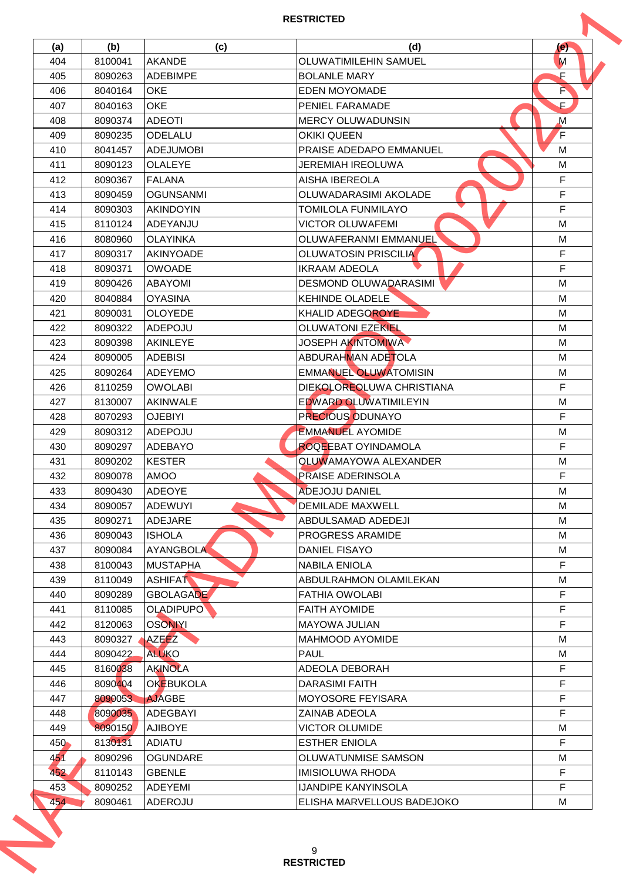RESTRICTED

| (a) | (b) | (c) | (d) | (e) |
|---|---|---|---|---|
| 404 | 8100041 | AKANDE | OLUWATIMILEHIN SAMUEL | M |
| 405 | 8090263 | ADEBIMPE | BOLANLE MARY | F |
| 406 | 8040164 | OKE | EDEN MOYOMADE | F |
| 407 | 8040163 | OKE | PENIEL FARAMADE | F |
| 408 | 8090374 | ADEOTI | MERCY OLUWADUNSIN | M |
| 409 | 8090235 | ODELALU | OKIKI QUEEN | F |
| 410 | 8041457 | ADEJUMOBI | PRAISE ADEDAPO EMMANUEL | M |
| 411 | 8090123 | OLALEYE | JEREMIAH IREOLUWA | M |
| 412 | 8090367 | FALANA | AISHA IBEREOLA | F |
| 413 | 8090459 | OGUNSANMI | OLUWADARASIMI AKOLADE | F |
| 414 | 8090303 | AKINDOYIN | TOMILOLA FUNMILAYO | F |
| 415 | 8110124 | ADEYANJU | VICTOR OLUWAFEMI | M |
| 416 | 8080960 | OLAYINKA | OLUWAFERANMI EMMANUEL | M |
| 417 | 8090317 | AKINYOADE | OLUWATOSIN PRISCILIA | F |
| 418 | 8090371 | OWOADE | IKRAAM ADEOLA | F |
| 419 | 8090426 | ABAYOMI | DESMOND OLUWADARASIMI | M |
| 420 | 8040884 | OYASINA | KEHINDE OLADELE | M |
| 421 | 8090031 | OLOYEDE | KHALID ADEGOROYE | M |
| 422 | 8090322 | ADEPOJU | OLUWATONI EZEKIEL | M |
| 423 | 8090398 | AKINLEYE | JOSEPH AKINTOMIWA | M |
| 424 | 8090005 | ADEBISI | ABDURAHMAN ADETOLA | M |
| 425 | 8090264 | ADEYEMO | EMMANUEL OLUWATOMISIN | M |
| 426 | 8110259 | OWOLABI | DIEKOLOREOLUWA CHRISTIANA | F |
| 427 | 8130007 | AKINWALE | EDWARD OLUWATIMILEYIN | M |
| 428 | 8070293 | OJEBIYI | PRECIOUS ODUNAYO | F |
| 429 | 8090312 | ADEPOJU | EMMANUEL AYOMIDE | M |
| 430 | 8090297 | ADEBAYO | ROQEEBAT OYINDAMOLA | F |
| 431 | 8090202 | KESTER | OLUWAMAYOWA ALEXANDER | M |
| 432 | 8090078 | AMOO | PRAISE ADERINSOLA | F |
| 433 | 8090430 | ADEOYE | ADEJOJU DANIEL | M |
| 434 | 8090057 | ADEWUYI | DEMILADE MAXWELL | M |
| 435 | 8090271 | ADEJARE | ABDULSAMAD ADEDEJI | M |
| 436 | 8090043 | ISHOLA | PROGRESS ARAMIDE | M |
| 437 | 8090084 | AYANGBOLA | DANIEL FISAYO | M |
| 438 | 8100043 | MUSTAPHA | NABILA ENIOLA | F |
| 439 | 8110049 | ASHIFAT | ABDULRAHMON OLAMILEKAN | M |
| 440 | 8090289 | GBOLAGADE | FATHIA OWOLABI | F |
| 441 | 8110085 | OLADIPUPO | FAITH AYOMIDE | F |
| 442 | 8120063 | OSONIYI | MAYOWA JULIAN | F |
| 443 | 8090327 | AZEEZ | MAHMOOD AYOMIDE | M |
| 444 | 8090422 | ALUKO | PAUL | M |
| 445 | 8160038 | AKINOLA | ADEOLA DEBORAH | F |
| 446 | 8090404 | OKEBUKOLA | DARASIMI FAITH | F |
| 447 | 8090053 | AJAGBE | MOYOSORE FEYISARA | F |
| 448 | 8090035 | ADEGBAYI | ZAINAB ADEOLA | F |
| 449 | 8090150 | AJIBOYE | VICTOR OLUMIDE | M |
| 450 | 8130131 | ADIATU | ESTHER ENIOLA | F |
| 451 | 8090296 | OGUNDARE | OLUWATUNMISE SAMSON | M |
| 452 | 8110143 | GBENLE | IMISIOLUWA RHODA | F |
| 453 | 8090252 | ADEYEMI | IJANDIPE KANYINSOLA | F |
| 454 | 8090461 | ADEROJU | ELISHA MARVELLOUS BADEJOKO | M |

RESTRICTED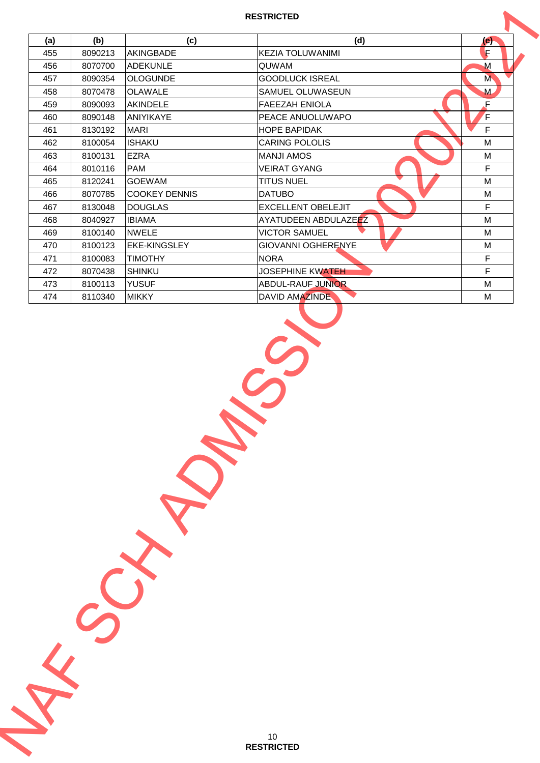| (a) | (b) | (c) | (d) | (e) |
|---|---|---|---|---|
| 455 | 8090213 | AKINGBADE | KEZIA TOLUWANIMI | F |
| 456 | 8070700 | ADEKUNLE | QUWAM | M |
| 457 | 8090354 | OLOGUNDE | GOODLUCK ISREAL | M |
| 458 | 8070478 | OLAWALE | SAMUEL OLUWASEUN | M |
| 459 | 8090093 | AKINDELE | FAEEZAH ENIOLA | F |
| 460 | 8090148 | ANIYIKAYE | PEACE ANUOLUWAPO | F |
| 461 | 8130192 | MARI | HOPE BAPIDAK | F |
| 462 | 8100054 | ISHAKU | CARING POLOLIS | M |
| 463 | 8100131 | EZRA | MANJI AMOS | M |
| 464 | 8010116 | PAM | VEIRAT GYANG | F |
| 465 | 8120241 | GOEWAM | TITUS NUEL | M |
| 466 | 8070785 | COOKEY DENNIS | DATUBO | M |
| 467 | 8130048 | DOUGLAS | EXCELLENT OBELEJIT | F |
| 468 | 8040927 | IBIAMA | AYATUDEEN ABDULAZEEZ | M |
| 469 | 8100140 | NWELE | VICTOR SAMUEL | M |
| 470 | 8100123 | EKE-KINGSLEY | GIOVANNI OGHERENYE | M |
| 471 | 8100083 | TIMOTHY | NORA | F |
| 472 | 8070438 | SHINKU | JOSEPHINE KWATEH | F |
| 473 | 8100113 | YUSUF | ABDUL-RAUF JUNIOR | M |
| 474 | 8110340 | MIKKY | DAVID AMAZINDE | M |

NAF SCH ADMISSION 2020/2021